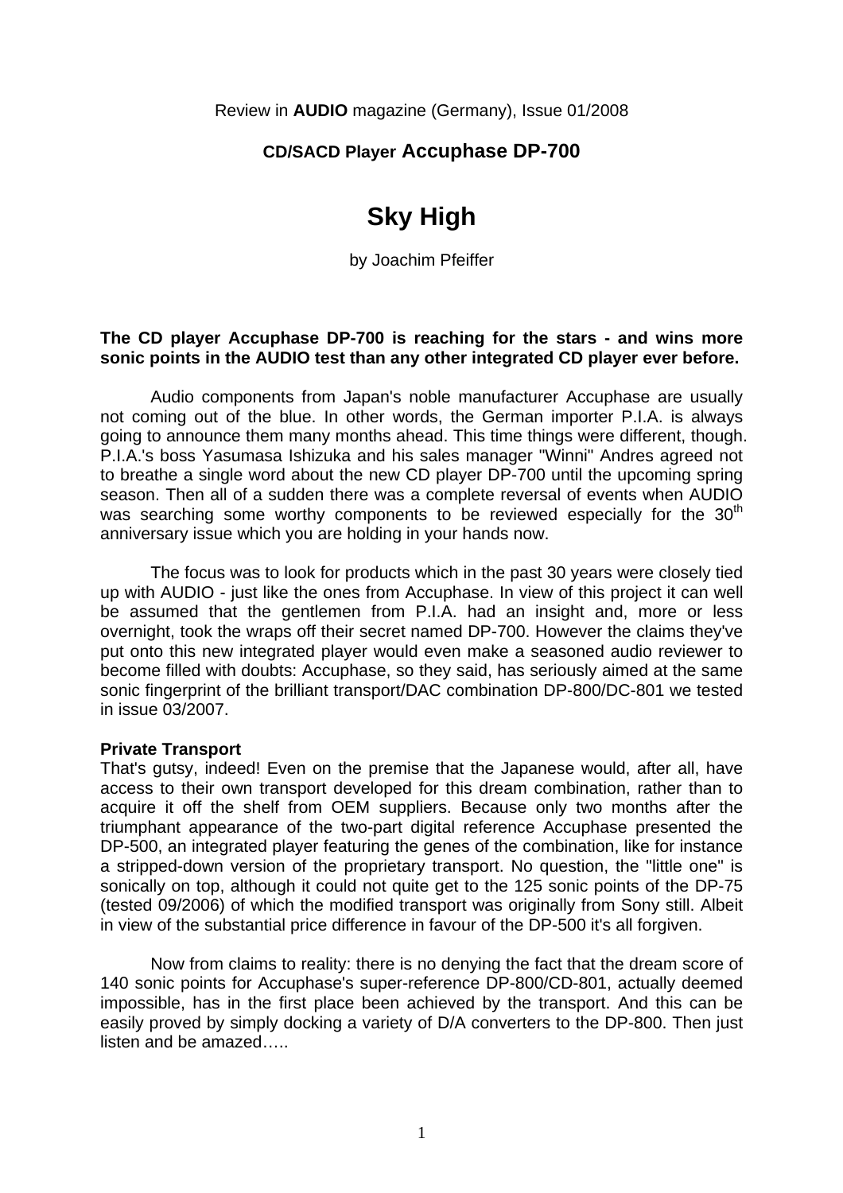Review in **AUDIO** magazine (Germany), Issue 01/2008

**CD/SACD Player Accuphase DP-700**

# Sky High

by Joachim Pfeiffer

**The CD player Accuphase DP-700 is reaching for the stars - and wins more sonic points in the AUDIO test than any other integrated CD player ever before.**

Audio components from Japan's noble manufacturer Accuphase are usually not coming out of the blue. In other words, the German importer P.I.A. is always going to announce them many months ahead. This time things were different, though. P.I.A.'s boss Yasumasa Ishizuka and his sales manager "Winni" Andres agreed not to breathe a single word about the new CD player DP-700 until the upcoming spring season. Then all of a sudden there was a complete reversal of events when AUDIO was searching some worthy components to be reviewed especially for the 30th anniversary issue which you are holding in your hands now.

The focus was to look for products which in the past 30 years were closely tied up with AUDIO - just like the ones from Accuphase. In view of this project it can well be assumed that the gentlemen from P.I.A. had an insight and, more or less overnight, took the wraps off their secret named DP-700. However the claims they've put onto this new integrated player would even make a seasoned audio reviewer to become filled with doubts: Accuphase, so they said, has seriously aimed at the same sonic fingerprint of the brilliant transport/DAC combination DP-800/DC-801 we tested in issue 03/2007.

**Private Transport**

That's gutsy, indeed! Even on the premise that the Japanese would, after all, have access to their own transport developed for this dream combination, rather than to acquire it off the shelf from OEM suppliers. Because only two months after the triumphant appearance of the two-part digital reference Accuphase presented the DP-500, an integrated player featuring the genes of the combination, like for instance a stripped-down version of the proprietary transport. No question, the "little one" is sonically on top, although it could not quite get to the 125 sonic points of the DP-75 (tested 09/2006) of which the modified transport was originally from Sony still. Albeit in view of the substantial price difference in favour of the DP-500 it's all forgiven.

Now from claims to reality: there is no denying the fact that the dream score of 140 sonic points for Accuphase's super-reference DP-800/CD-801, actually deemed impossible, has in the first place been achieved by the transport. And this can be easily proved by simply docking a variety of D/A converters to the DP-800. Then just listen and be amazed…..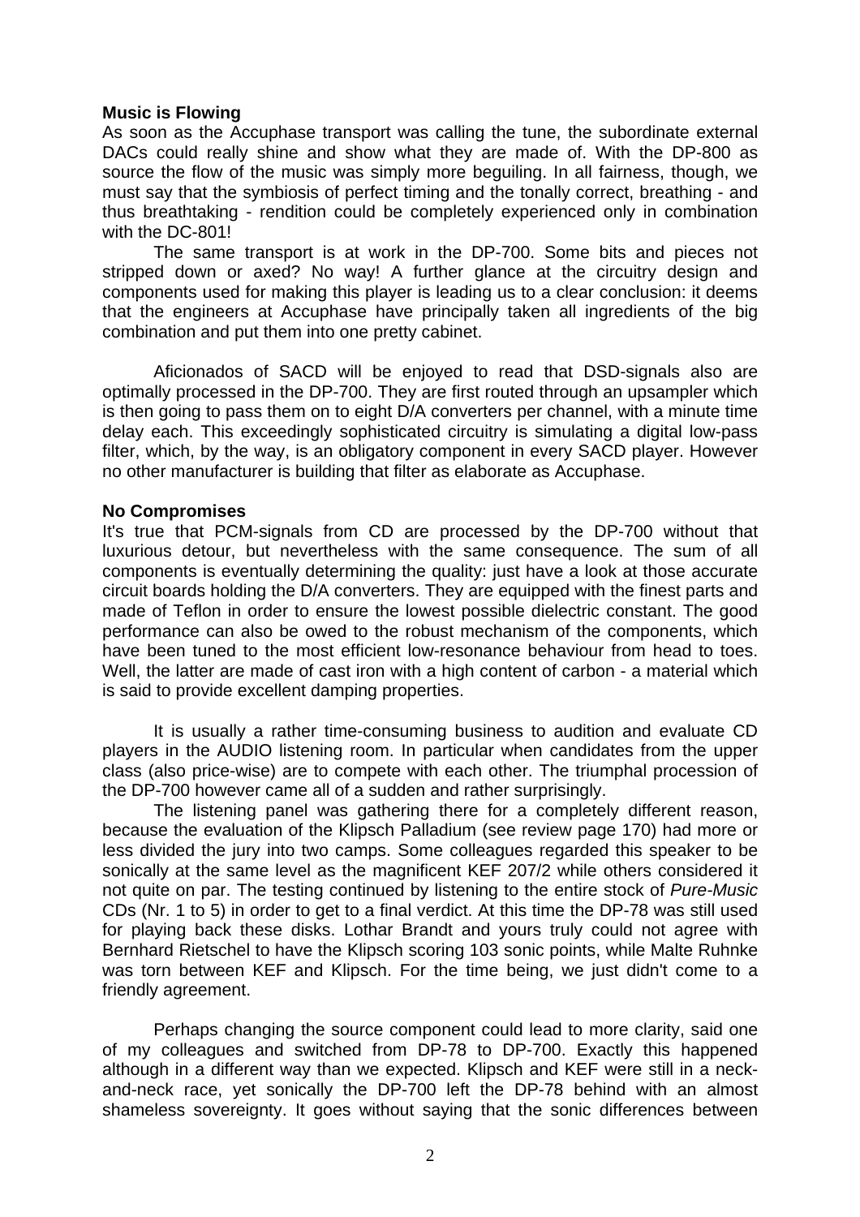**Music is Flowing**

As soon as the Accuphase transport was calling the tune, the subordinate external DACs could really shine and show what they are made of. With the DP-800 as source the flow of the music was simply more beguiling. In all fairness, though, we must say that the symbiosis of perfect timing and the tonally correct, breathing - and thus breathtaking - rendition could be completely experienced only in combination with the DC-801!

The same transport is at work in the DP-700. Some bits and pieces not stripped down or axed? No way! A further glance at the circuitry design and components used for making this player is leading us to a clear conclusion: it deems that the engineers at Accuphase have principally taken all ingredients of the big combination and put them into one pretty cabinet.

Aficionados of SACD will be enjoyed to read that DSD-signals also are optimally processed in the DP-700. They are first routed through an upsampler which is then going to pass them on to eight D/A converters per channel, with a minute time delay each. This exceedingly sophisticated circuitry is simulating a digital low-pass filter, which, by the way, is an obligatory component in every SACD player. However no other manufacturer is building that filter as elaborate as Accuphase.

**No Compromises**

It's true that PCM-signals from CD are processed by the DP-700 without that luxurious detour, but nevertheless with the same consequence. The sum of all components is eventually determining the quality: just have a look at those accurate circuit boards holding the D/A converters. They are equipped with the finest parts and made of Teflon in order to ensure the lowest possible dielectric constant. The good performance can also be owed to the robust mechanism of the components, which have been tuned to the most efficient low-resonance behaviour from head to toes. Well, the latter are made of cast iron with a high content of carbon - a material which is said to provide excellent damping properties.

It is usually a rather time-consuming business to audition and evaluate CD players in the AUDIO listening room. In particular when candidates from the upper class (also price-wise) are to compete with each other. The triumphal procession of the DP-700 however came all of a sudden and rather surprisingly.

The listening panel was gathering there for a completely different reason, because the evaluation of the Klipsch Palladium (see review page 170) had more or less divided the jury into two camps. Some colleagues regarded this speaker to be sonically at the same level as the magnificent KEF 207/2 while others considered it not quite on par. The testing continued by listening to the entire stock of *Pure-Music* CDs (Nr. 1 to 5) in order to get to a final verdict. At this time the DP-78 was still used for playing back these disks. Lothar Brandt and yours truly could not agree with Bernhard Rietschel to have the Klipsch scoring 103 sonic points, while Malte Ruhnke was torn between KEF and Klipsch. For the time being, we just didn't come to a friendly agreement.

Perhaps changing the source component could lead to more clarity, said one of my colleagues and switched from DP-78 to DP-700. Exactly this happened although in a different way than we expected. Klipsch and KEF were still in a neck-and-neck race, yet sonically the DP-700 left the DP-78 behind with an almost shameless sovereignty. It goes without saying that the sonic differences between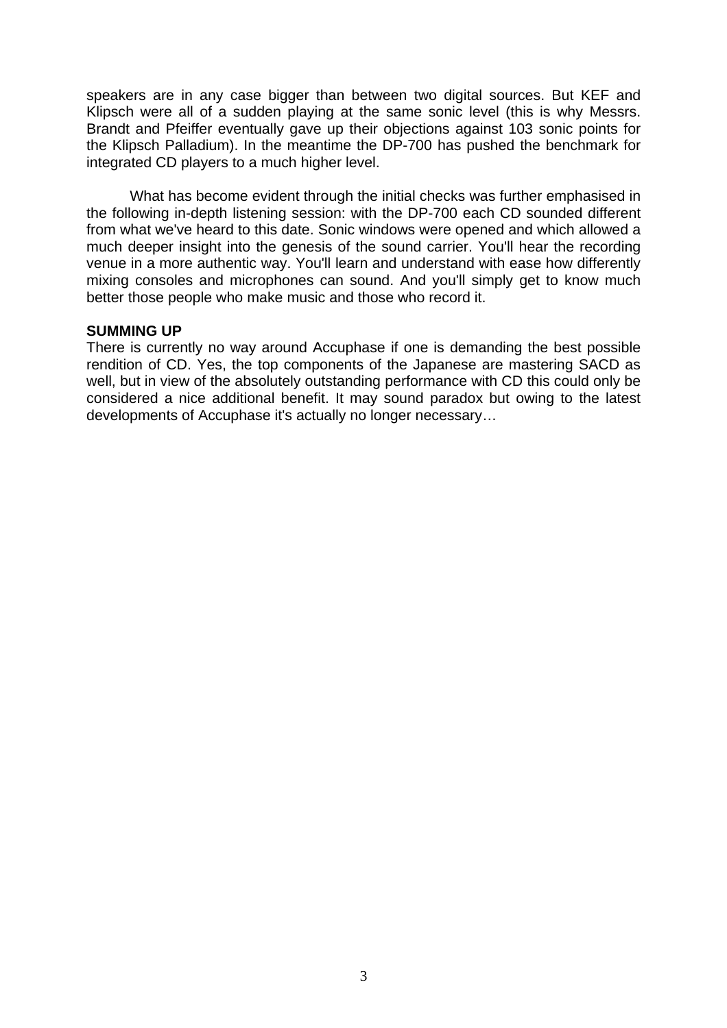speakers are in any case bigger than between two digital sources. But KEF and Klipsch were all of a sudden playing at the same sonic level (this is why Messrs. Brandt and Pfeiffer eventually gave up their objections against 103 sonic points for the Klipsch Palladium). In the meantime the DP-700 has pushed the benchmark for integrated CD players to a much higher level.

What has become evident through the initial checks was further emphasised in the following in-depth listening session: with the DP-700 each CD sounded different from what we've heard to this date. Sonic windows were opened and which allowed a much deeper insight into the genesis of the sound carrier. You'll hear the recording venue in a more authentic way. You'll learn and understand with ease how differently mixing consoles and microphones can sound. And you'll simply get to know much better those people who make music and those who record it.

**SUMMING UP**

There is currently no way around Accuphase if one is demanding the best possible rendition of CD. Yes, the top components of the Japanese are mastering SACD as well, but in view of the absolutely outstanding performance with CD this could only be considered a nice additional benefit. It may sound paradox but owing to the latest developments of Accuphase it's actually no longer necessary…